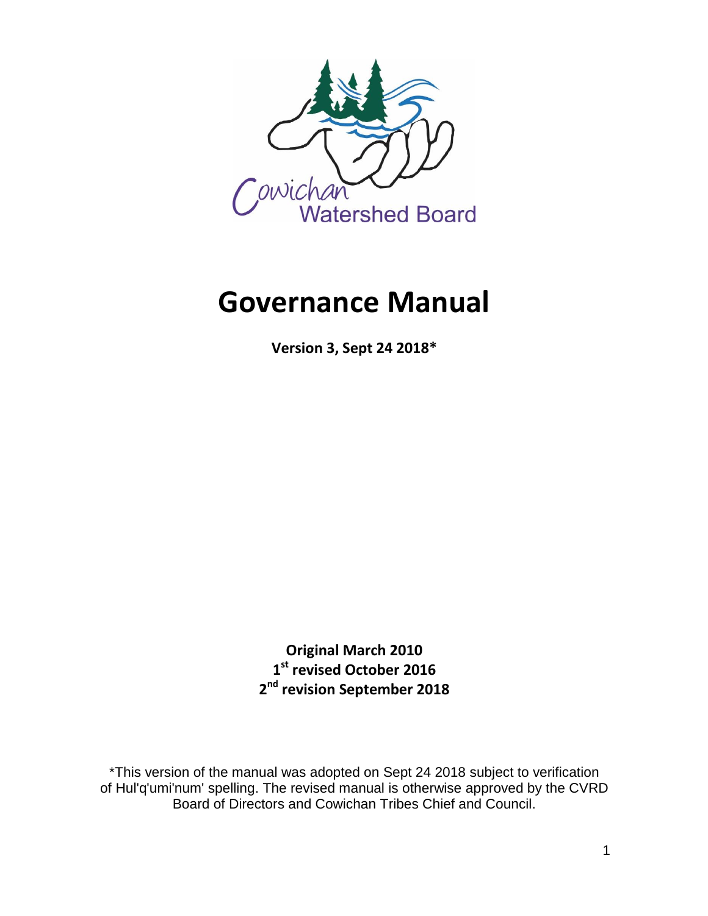Cowichan Watershed Board

# Governance Manual

**Version 3, Sept 24 2018***

**Original March 2010**
**1st revised October 2016**
**2nd revision September 2018**

*This version of the manual was adopted on Sept 24 2018 subject to verification of Hul'q'umi'num' spelling. The revised manual is otherwise approved by the CVRD Board of Directors and Cowichan Tribes Chief and Council.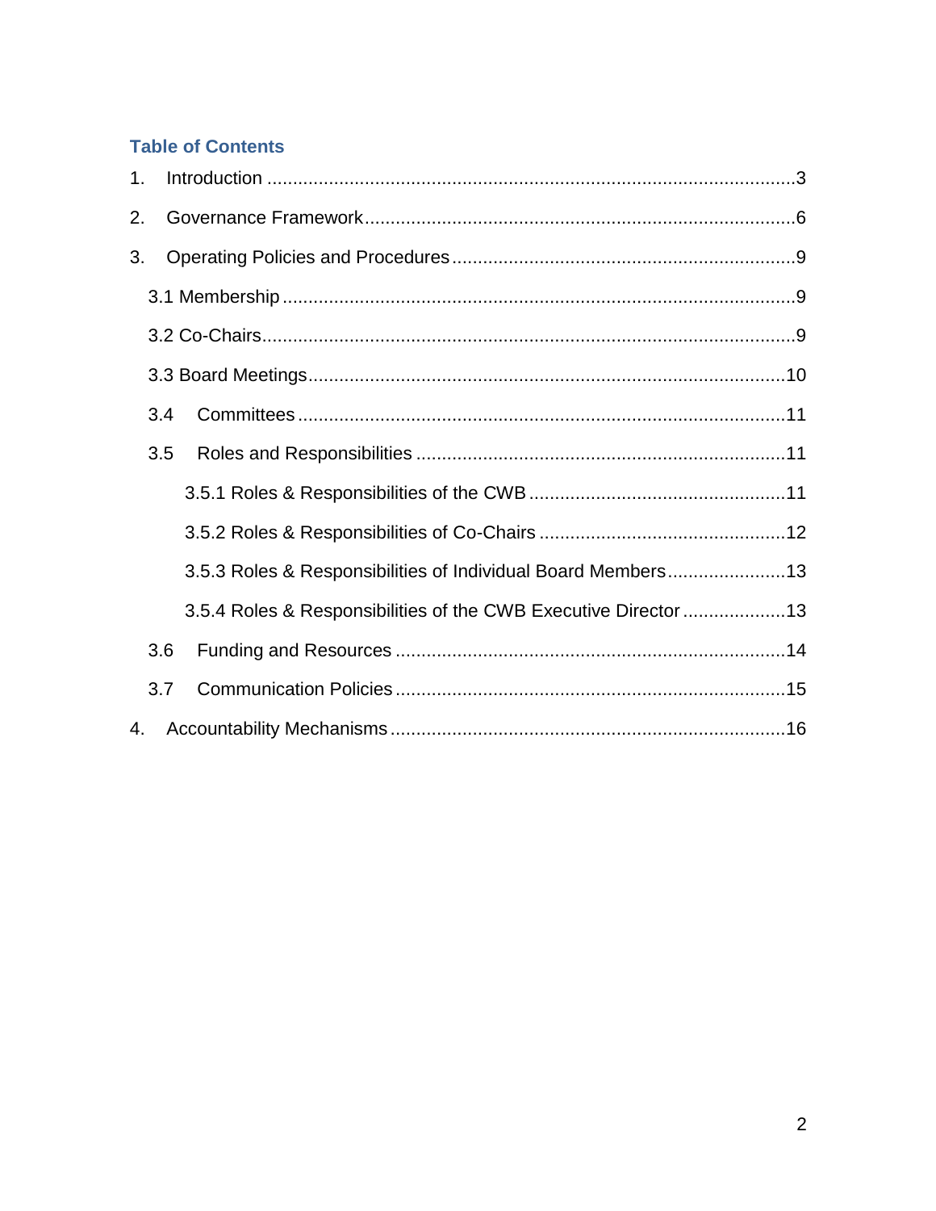## Table of Contents

1. Introduction ....................................................................................................3
2. Governance Framework .................................................................................6
3. Operating Policies and Procedures ................................................................9
   - 3.1 Membership ..............................................................................................9
   - 3.2 Co-Chairs ..................................................................................................9
   - 3.3 Board Meetings ........................................................................................10
   - 3.4 Committees .............................................................................................11
   - 3.5 Roles and Responsibilities ......................................................................11
     - 3.5.1 Roles & Responsibilities of the CWB ................................................11
     - 3.5.2 Roles & Responsibilities of Co-Chairs ..............................................12
     - 3.5.3 Roles & Responsibilities of Individual Board Members ....................13
     - 3.5.4 Roles & Responsibilities of the CWB Executive Director .................13
   - 3.6 Funding and Resources ..........................................................................14
   - 3.7 Communication Policies ..........................................................................15
4. Accountability Mechanisms ..........................................................................16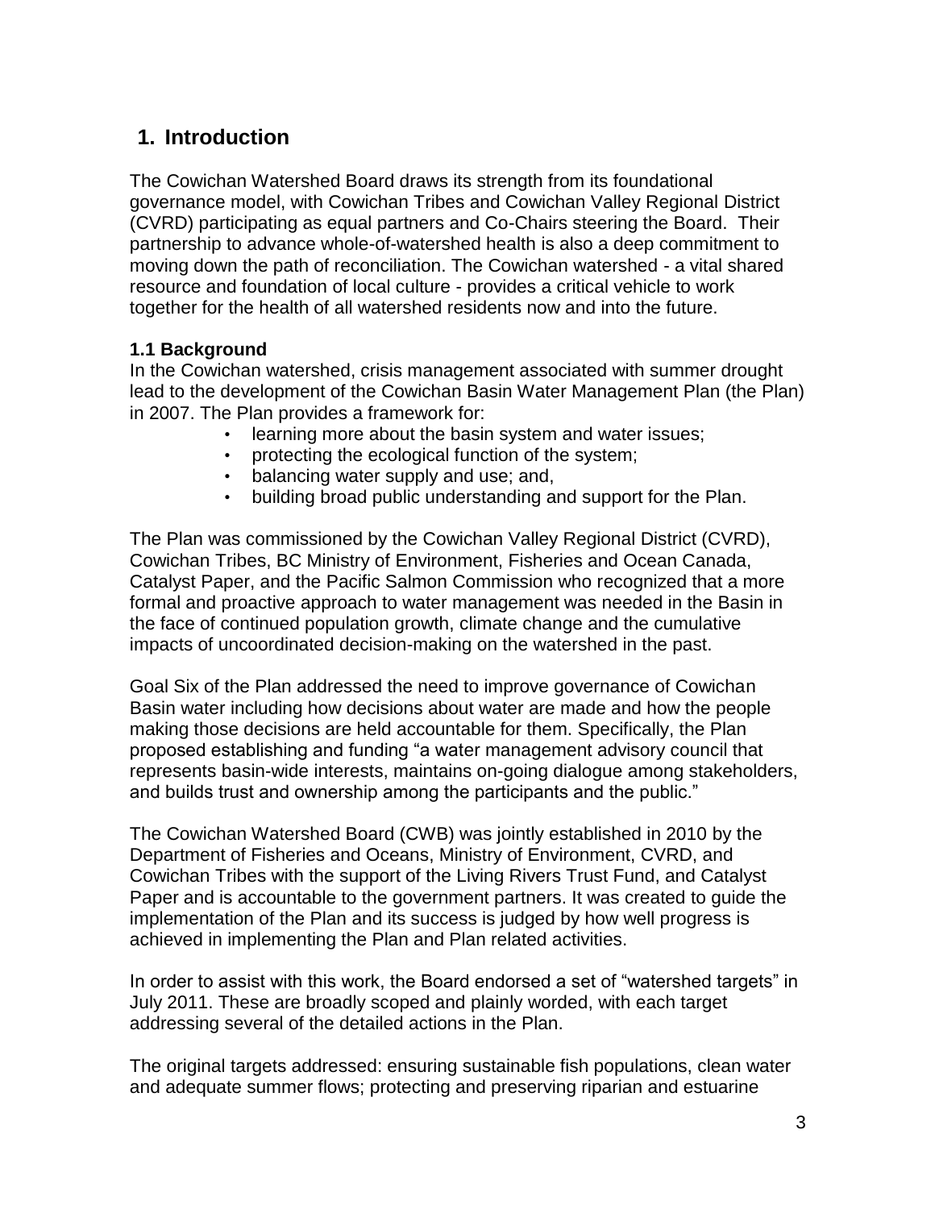## 1. Introduction

The Cowichan Watershed Board draws its strength from its foundational governance model, with Cowichan Tribes and Cowichan Valley Regional District (CVRD) participating as equal partners and Co-Chairs steering the Board. Their partnership to advance whole-of-watershed health is also a deep commitment to moving down the path of reconciliation. The Cowichan watershed - a vital shared resource and foundation of local culture - provides a critical vehicle to work together for the health of all watershed residents now and into the future.

### 1.1 Background

In the Cowichan watershed, crisis management associated with summer drought lead to the development of the Cowichan Basin Water Management Plan (the Plan) in 2007. The Plan provides a framework for:

- learning more about the basin system and water issues;
- protecting the ecological function of the system;
- balancing water supply and use; and,
- building broad public understanding and support for the Plan.

The Plan was commissioned by the Cowichan Valley Regional District (CVRD), Cowichan Tribes, BC Ministry of Environment, Fisheries and Ocean Canada, Catalyst Paper, and the Pacific Salmon Commission who recognized that a more formal and proactive approach to water management was needed in the Basin in the face of continued population growth, climate change and the cumulative impacts of uncoordinated decision-making on the watershed in the past.

Goal Six of the Plan addressed the need to improve governance of Cowichan Basin water including how decisions about water are made and how the people making those decisions are held accountable for them. Specifically, the Plan proposed establishing and funding "a water management advisory council that represents basin-wide interests, maintains on-going dialogue among stakeholders, and builds trust and ownership among the participants and the public."

The Cowichan Watershed Board (CWB) was jointly established in 2010 by the Department of Fisheries and Oceans, Ministry of Environment, CVRD, and Cowichan Tribes with the support of the Living Rivers Trust Fund, and Catalyst Paper and is accountable to the government partners. It was created to guide the implementation of the Plan and its success is judged by how well progress is achieved in implementing the Plan and Plan related activities.

In order to assist with this work, the Board endorsed a set of "watershed targets" in July 2011. These are broadly scoped and plainly worded, with each target addressing several of the detailed actions in the Plan.

The original targets addressed: ensuring sustainable fish populations, clean water and adequate summer flows; protecting and preserving riparian and estuarine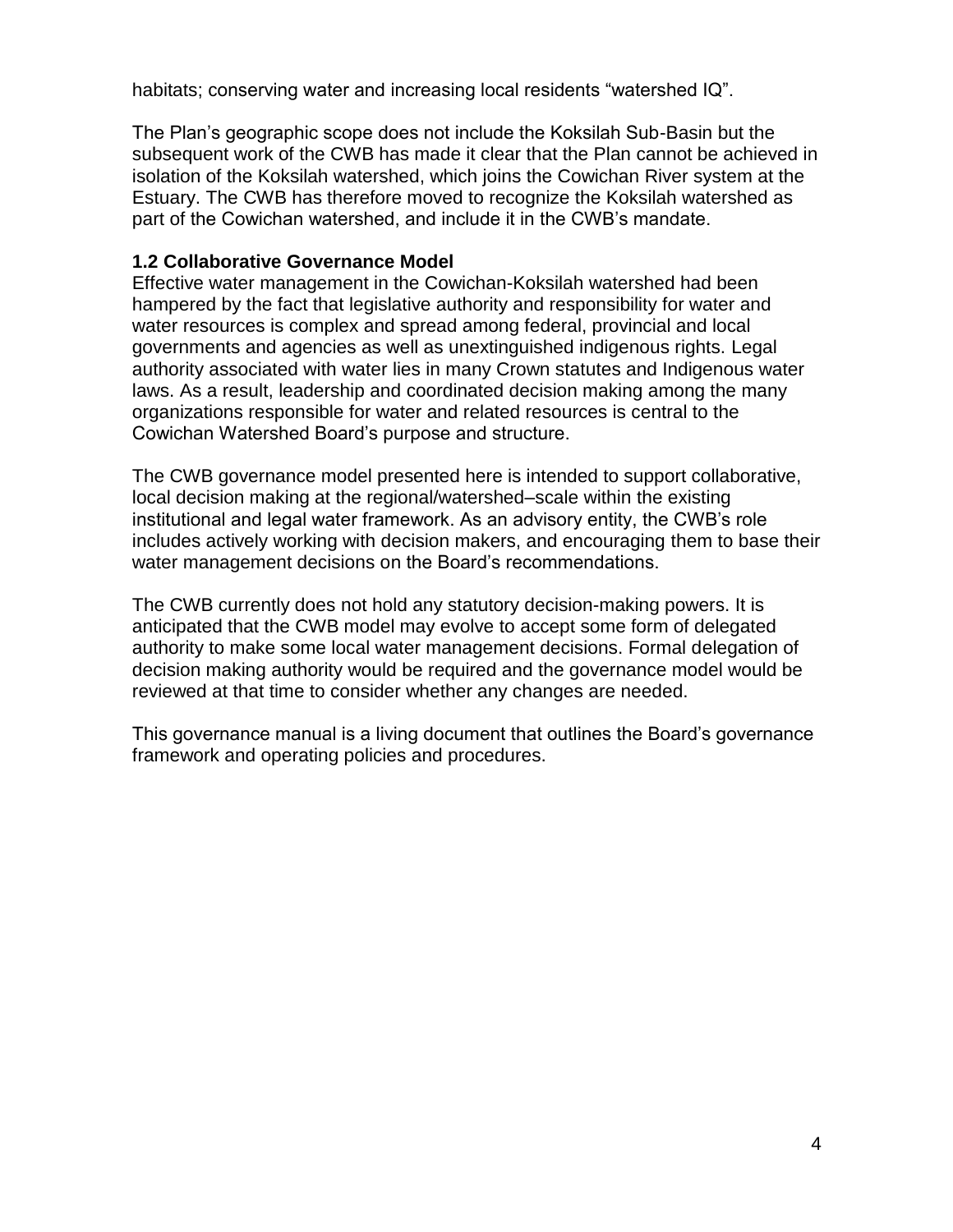habitats; conserving water and increasing local residents "watershed IQ".

The Plan's geographic scope does not include the Koksilah Sub-Basin but the subsequent work of the CWB has made it clear that the Plan cannot be achieved in isolation of the Koksilah watershed, which joins the Cowichan River system at the Estuary. The CWB has therefore moved to recognize the Koksilah watershed as part of the Cowichan watershed, and include it in the CWB's mandate.

### 1.2 Collaborative Governance Model

Effective water management in the Cowichan-Koksilah watershed had been hampered by the fact that legislative authority and responsibility for water and water resources is complex and spread among federal, provincial and local governments and agencies as well as unextinguished indigenous rights. Legal authority associated with water lies in many Crown statutes and Indigenous water laws. As a result, leadership and coordinated decision making among the many organizations responsible for water and related resources is central to the Cowichan Watershed Board's purpose and structure.

The CWB governance model presented here is intended to support collaborative, local decision making at the regional/watershed–scale within the existing institutional and legal water framework. As an advisory entity, the CWB's role includes actively working with decision makers, and encouraging them to base their water management decisions on the Board's recommendations.

The CWB currently does not hold any statutory decision-making powers. It is anticipated that the CWB model may evolve to accept some form of delegated authority to make some local water management decisions. Formal delegation of decision making authority would be required and the governance model would be reviewed at that time to consider whether any changes are needed.

This governance manual is a living document that outlines the Board's governance framework and operating policies and procedures.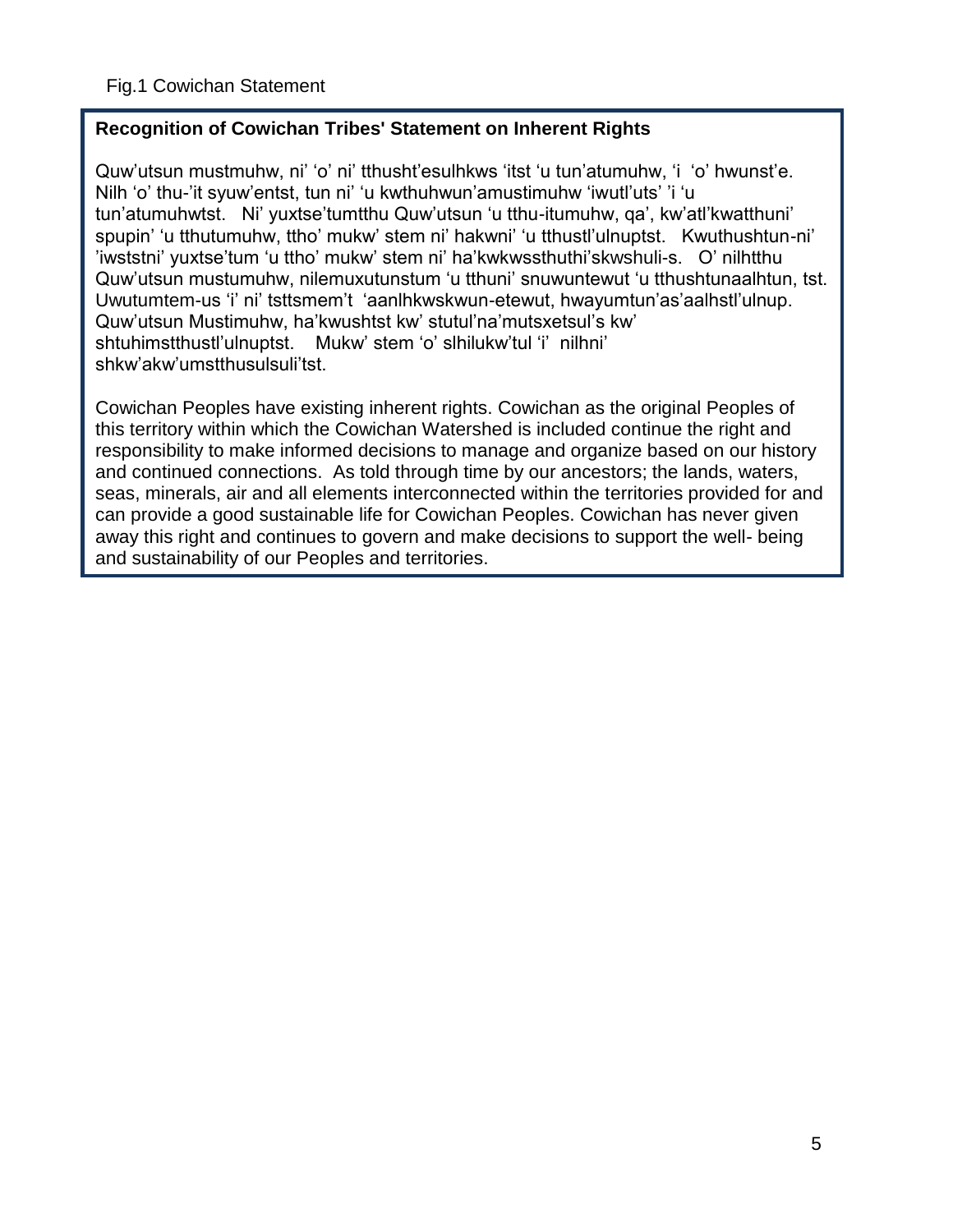Fig.1 Cowichan Statement

**Recognition of Cowichan Tribes' Statement on Inherent Rights**

Quw'utsun mustmuhw, ni' 'o' ni' tthusht'esulhkws 'itst 'u tun'atumuhw, 'i 'o' hwunst'e. Nilh 'o' thu-'it syuw'entst, tun ni' 'u kwthuhwun'amustimuhw 'iwutl'uts' 'i 'u tun'atumuhwtst. Ni' yuxtse'tumtthu Quw'utsun 'u tthu-itumuhw, qa', kw'atl'kwatthuni' spupin' 'u tthutumuhw, ttho' mukw' stem ni' hakwni' 'u tthustl'ulnuptst. Kwuthushtun-ni' 'iwststni' yuxtse'tum 'u ttho' mukw' stem ni' ha'kwkwssthuthi'skwshuli-s. O' nilhtthu Quw'utsun mustumuhw, nilemuxutunstum 'u tthuni' snuwuntewut 'u tthushtunaalhtun, tst. Uwutumtem-us 'i' ni' tsttsmem't 'aanlhkwskwun-etewut, hwayumtun'as'aalhstl'ulnup. Quw'utsun Mustimuhw, ha'kwushtst kw' stutul'na'mutsxetsul's kw' shtuhimstthustl'ulnuptst. Mukw' stem 'o' slhilukw'tul 'i' nilhni' shkw'akw'umstthusulsuli'tst.

Cowichan Peoples have existing inherent rights. Cowichan as the original Peoples of this territory within which the Cowichan Watershed is included continue the right and responsibility to make informed decisions to manage and organize based on our history and continued connections. As told through time by our ancestors; the lands, waters, seas, minerals, air and all elements interconnected within the territories provided for and can provide a good sustainable life for Cowichan Peoples. Cowichan has never given away this right and continues to govern and make decisions to support the well- being and sustainability of our Peoples and territories.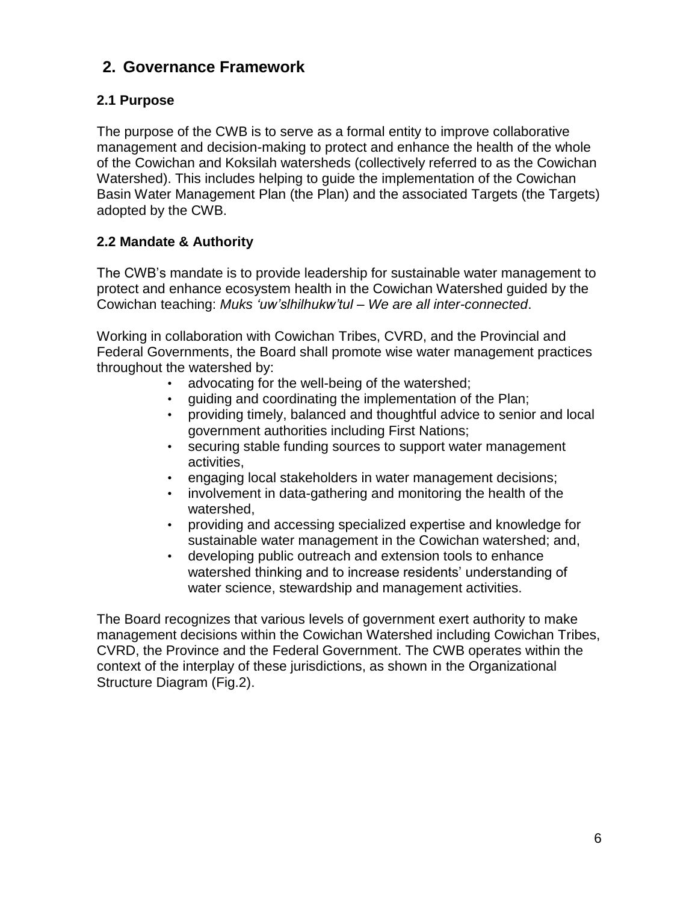## 2. Governance Framework

### 2.1 Purpose

The purpose of the CWB is to serve as a formal entity to improve collaborative management and decision-making to protect and enhance the health of the whole of the Cowichan and Koksilah watersheds (collectively referred to as the Cowichan Watershed). This includes helping to guide the implementation of the Cowichan Basin Water Management Plan (the Plan) and the associated Targets (the Targets) adopted by the CWB.

### 2.2 Mandate & Authority

The CWB's mandate is to provide leadership for sustainable water management to protect and enhance ecosystem health in the Cowichan Watershed guided by the Cowichan teaching: *Muks 'uw'slhilhukw'tul – We are all inter-connected*.

Working in collaboration with Cowichan Tribes, CVRD, and the Provincial and Federal Governments, the Board shall promote wise water management practices throughout the watershed by:

- advocating for the well-being of the watershed;
- guiding and coordinating the implementation of the Plan;
- providing timely, balanced and thoughtful advice to senior and local government authorities including First Nations;
- securing stable funding sources to support water management activities,
- engaging local stakeholders in water management decisions;
- involvement in data-gathering and monitoring the health of the watershed,
- providing and accessing specialized expertise and knowledge for sustainable water management in the Cowichan watershed; and,
- developing public outreach and extension tools to enhance watershed thinking and to increase residents' understanding of water science, stewardship and management activities.

The Board recognizes that various levels of government exert authority to make management decisions within the Cowichan Watershed including Cowichan Tribes, CVRD, the Province and the Federal Government. The CWB operates within the context of the interplay of these jurisdictions, as shown in the Organizational Structure Diagram (Fig.2).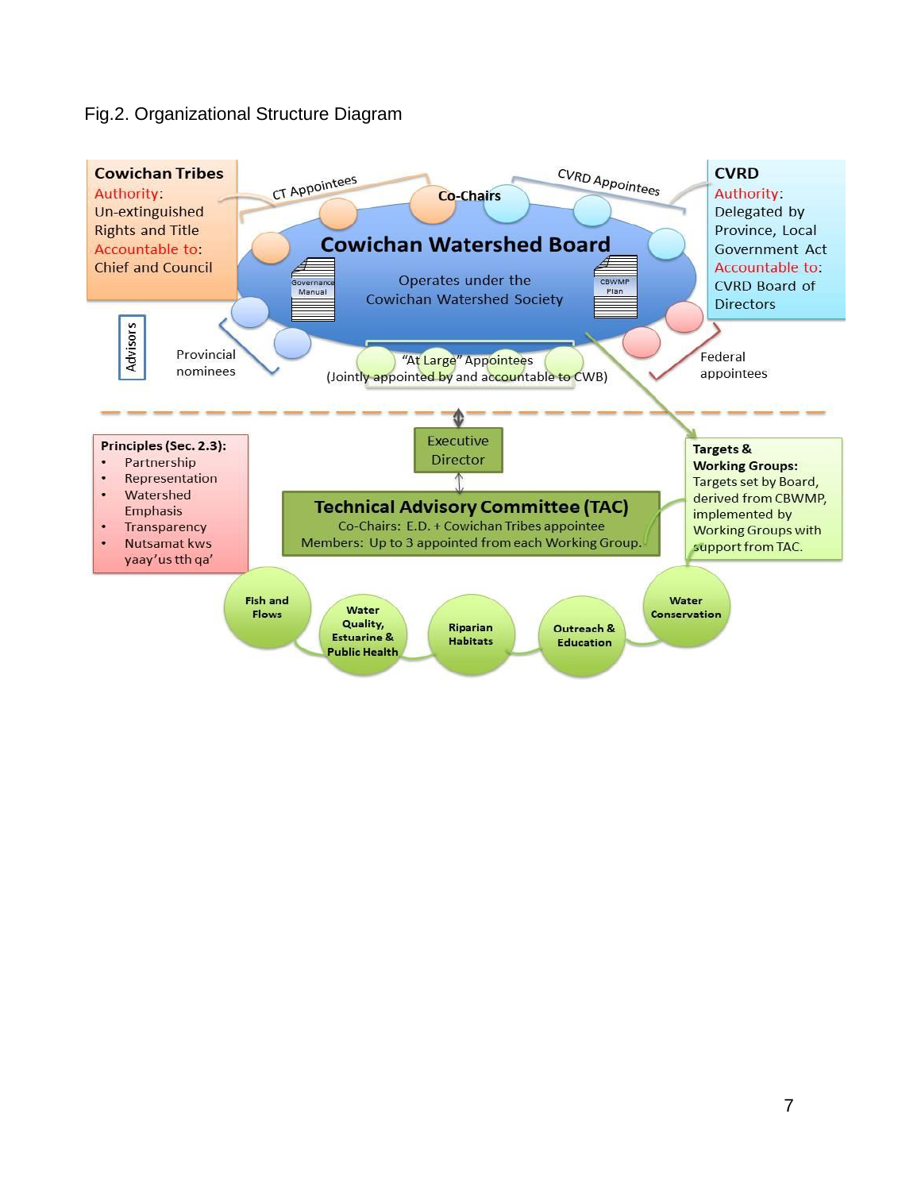Fig.2. Organizational Structure Diagram

**Cowichan Tribes**
Authority: Un-extinguished Rights and Title
Accountable to: Chief and Council

**CVRD**
Authority: Delegated by Province, Local Government Act
Accountable to: CVRD Board of Directors

CT Appointees

Co-Chairs

CVRD Appointees

**Cowichan Watershed Board**

Operates under the Cowichan Watershed Society

Governance Manual

CBWMP Plan

Advisors

Provincial nominees

"At Large" Appointees (Jointly appointed by and accountable to CWB)

Federal appointees

**Principles (Sec. 2.3):**

- Partnership
- Representation
- Watershed Emphasis
- Transparency
- Nutsamat kws yaay'us tth qa'

Executive Director

**Technical Advisory Committee (TAC)**
Co-Chairs: E.D. + Cowichan Tribes appointee
Members: Up to 3 appointed from each Working Group.

**Targets & Working Groups:**
Targets set by Board, derived from CBWMP, implemented by Working Groups with support from TAC.

Fish and Flows

Water Quality, Estuarine & Public Health

Riparian Habitats

Outreach & Education

Water Conservation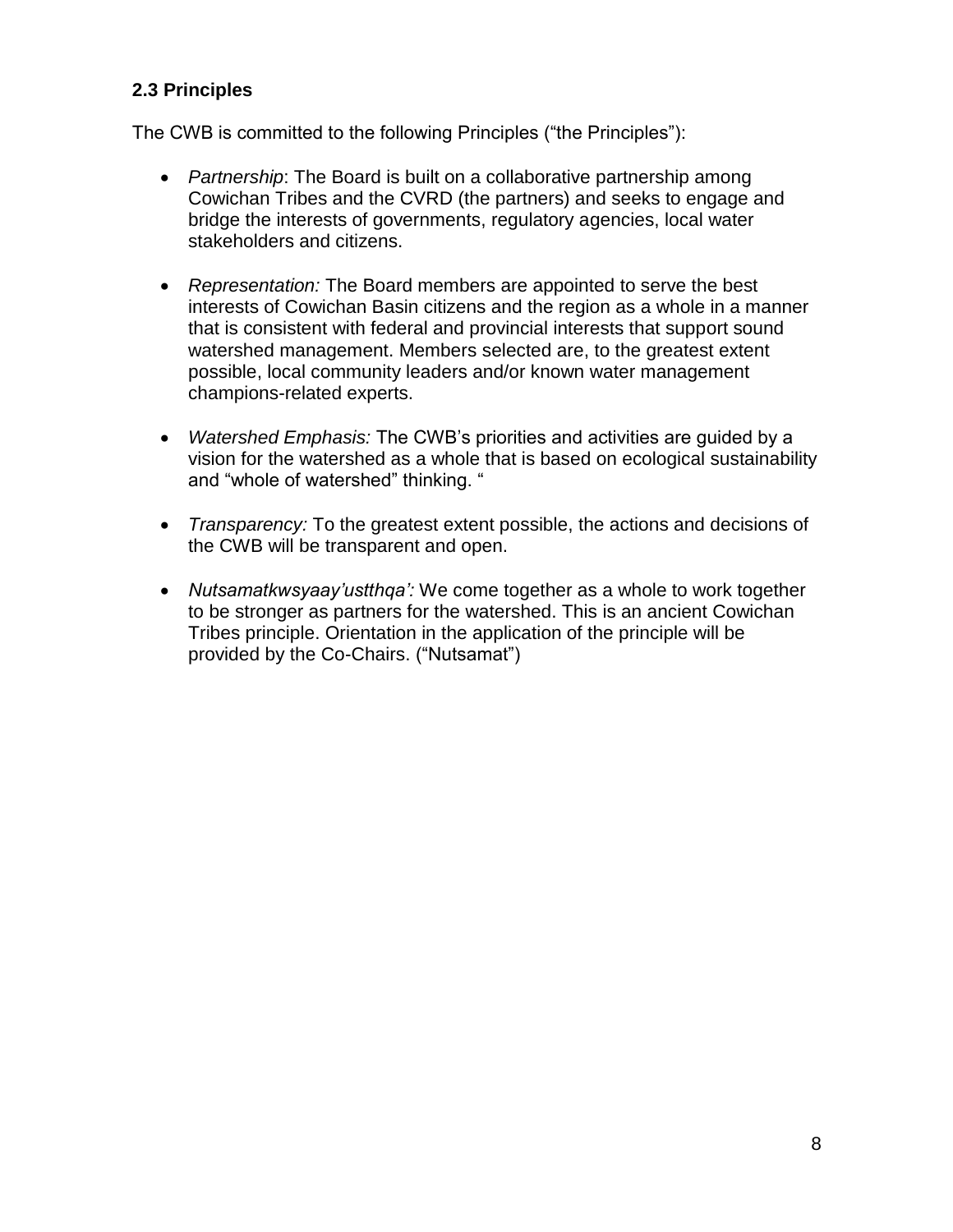### 2.3 Principles

The CWB is committed to the following Principles ("the Principles"):

- *Partnership*: The Board is built on a collaborative partnership among Cowichan Tribes and the CVRD (the partners) and seeks to engage and bridge the interests of governments, regulatory agencies, local water stakeholders and citizens.

- *Representation:* The Board members are appointed to serve the best interests of Cowichan Basin citizens and the region as a whole in a manner that is consistent with federal and provincial interests that support sound watershed management. Members selected are, to the greatest extent possible, local community leaders and/or known water management champions-related experts.

- *Watershed Emphasis:* The CWB's priorities and activities are guided by a vision for the watershed as a whole that is based on ecological sustainability and "whole of watershed" thinking. "

- *Transparency:* To the greatest extent possible, the actions and decisions of the CWB will be transparent and open.

- *Nutsamatkwsyaay'ustthqa':* We come together as a whole to work together to be stronger as partners for the watershed. This is an ancient Cowichan Tribes principle. Orientation in the application of the principle will be provided by the Co-Chairs. ("Nutsamat")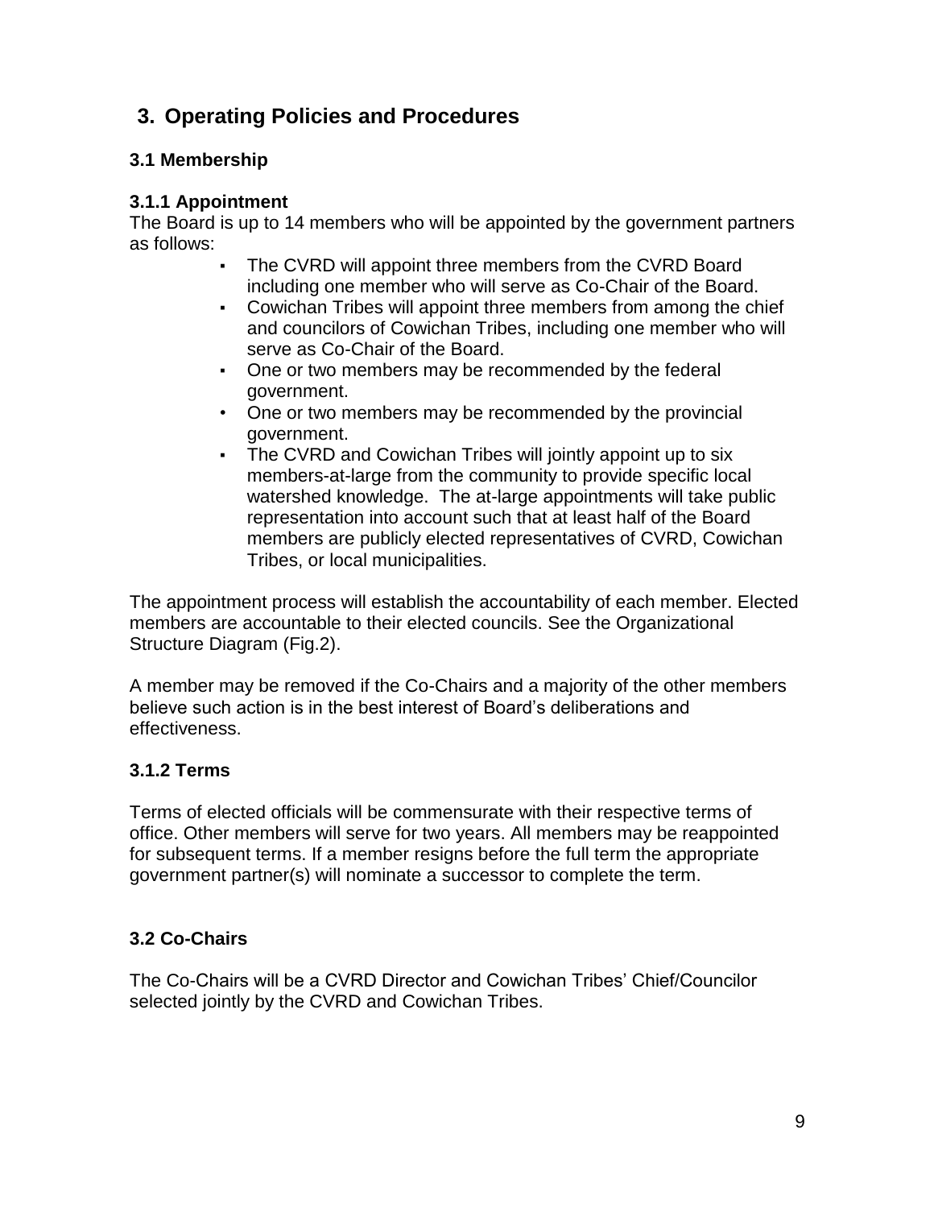## 3. Operating Policies and Procedures

### 3.1 Membership

#### 3.1.1 Appointment

The Board is up to 14 members who will be appointed by the government partners as follows:

- The CVRD will appoint three members from the CVRD Board including one member who will serve as Co-Chair of the Board.
- Cowichan Tribes will appoint three members from among the chief and councilors of Cowichan Tribes, including one member who will serve as Co-Chair of the Board.
- One or two members may be recommended by the federal government.
- One or two members may be recommended by the provincial government.
- The CVRD and Cowichan Tribes will jointly appoint up to six members-at-large from the community to provide specific local watershed knowledge. The at-large appointments will take public representation into account such that at least half of the Board members are publicly elected representatives of CVRD, Cowichan Tribes, or local municipalities.

The appointment process will establish the accountability of each member. Elected members are accountable to their elected councils. See the Organizational Structure Diagram (Fig.2).

A member may be removed if the Co-Chairs and a majority of the other members believe such action is in the best interest of Board's deliberations and effectiveness.

#### 3.1.2 Terms

Terms of elected officials will be commensurate with their respective terms of office. Other members will serve for two years. All members may be reappointed for subsequent terms. If a member resigns before the full term the appropriate government partner(s) will nominate a successor to complete the term.

### 3.2 Co-Chairs

The Co-Chairs will be a CVRD Director and Cowichan Tribes' Chief/Councilor selected jointly by the CVRD and Cowichan Tribes.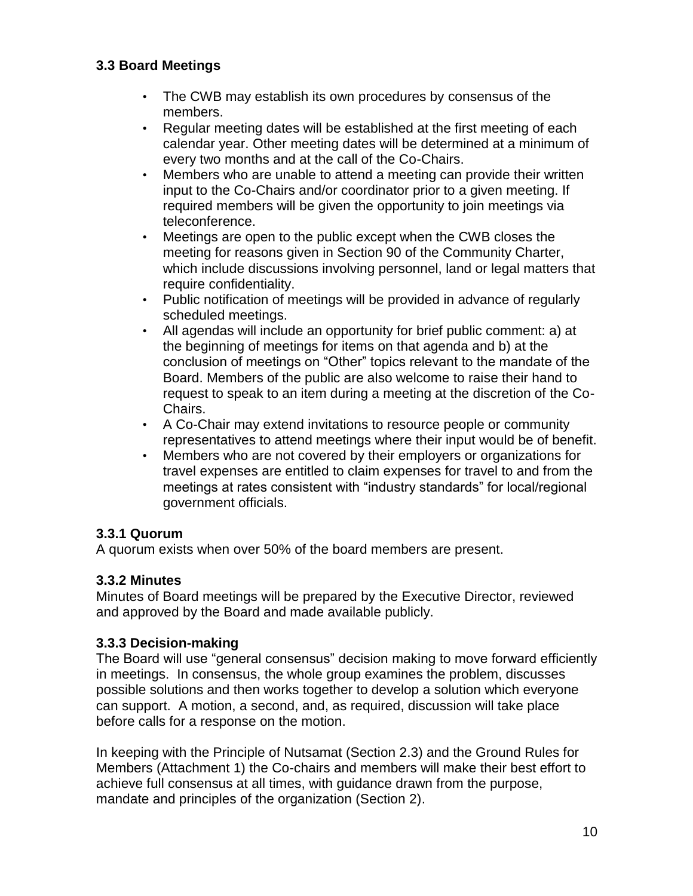### 3.3 Board Meetings

- The CWB may establish its own procedures by consensus of the members.
- Regular meeting dates will be established at the first meeting of each calendar year. Other meeting dates will be determined at a minimum of every two months and at the call of the Co-Chairs.
- Members who are unable to attend a meeting can provide their written input to the Co-Chairs and/or coordinator prior to a given meeting. If required members will be given the opportunity to join meetings via teleconference.
- Meetings are open to the public except when the CWB closes the meeting for reasons given in Section 90 of the Community Charter, which include discussions involving personnel, land or legal matters that require confidentiality.
- Public notification of meetings will be provided in advance of regularly scheduled meetings.
- All agendas will include an opportunity for brief public comment: a) at the beginning of meetings for items on that agenda and b) at the conclusion of meetings on "Other" topics relevant to the mandate of the Board. Members of the public are also welcome to raise their hand to request to speak to an item during a meeting at the discretion of the Co-Chairs.
- A Co-Chair may extend invitations to resource people or community representatives to attend meetings where their input would be of benefit.
- Members who are not covered by their employers or organizations for travel expenses are entitled to claim expenses for travel to and from the meetings at rates consistent with "industry standards" for local/regional government officials.

#### 3.3.1 Quorum

A quorum exists when over 50% of the board members are present.

#### 3.3.2 Minutes

Minutes of Board meetings will be prepared by the Executive Director, reviewed and approved by the Board and made available publicly.

#### 3.3.3 Decision-making

The Board will use "general consensus" decision making to move forward efficiently in meetings. In consensus, the whole group examines the problem, discusses possible solutions and then works together to develop a solution which everyone can support. A motion, a second, and, as required, discussion will take place before calls for a response on the motion.

In keeping with the Principle of Nutsamat (Section 2.3) and the Ground Rules for Members (Attachment 1) the Co-chairs and members will make their best effort to achieve full consensus at all times, with guidance drawn from the purpose, mandate and principles of the organization (Section 2).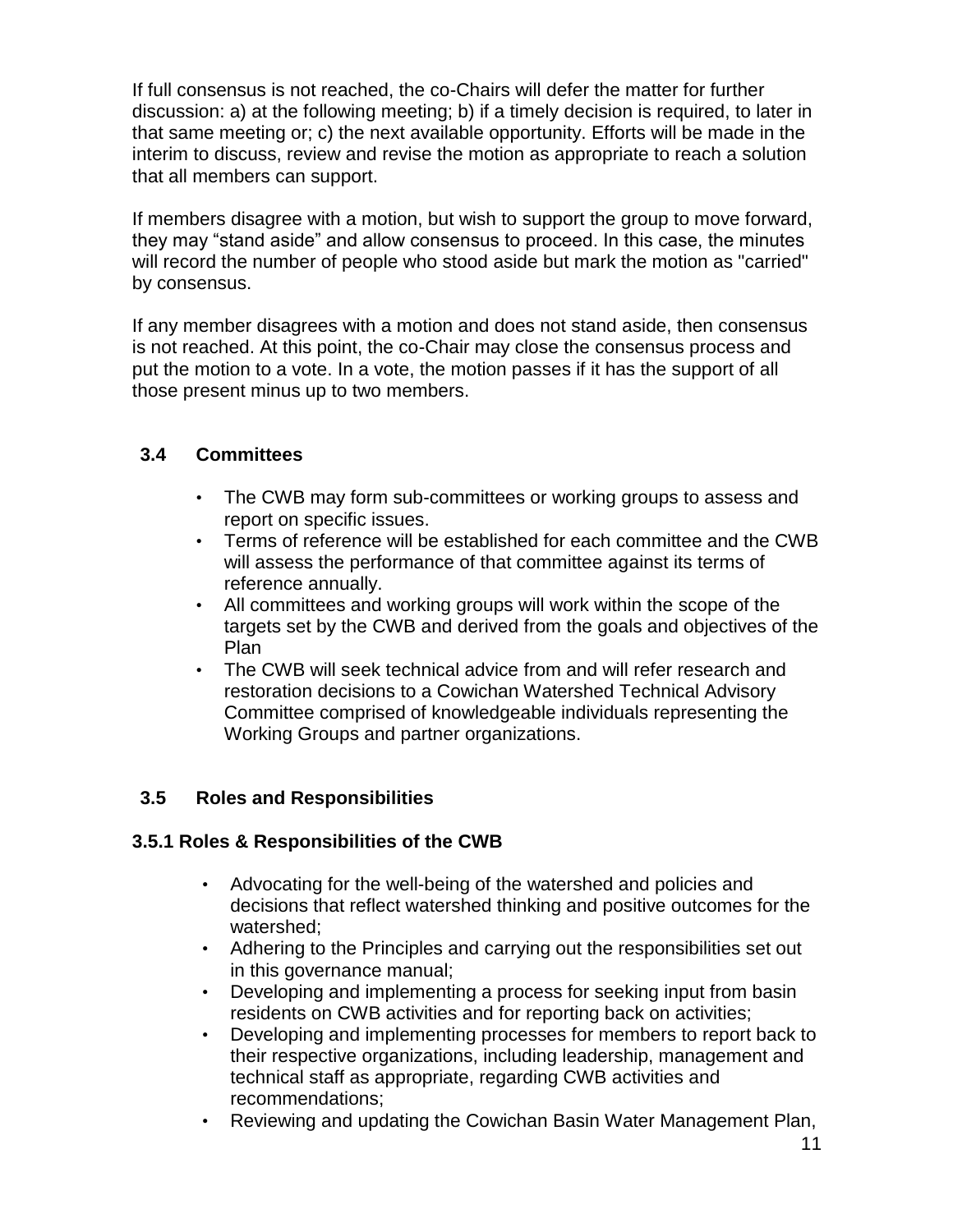If full consensus is not reached, the co-Chairs will defer the matter for further discussion: a) at the following meeting; b) if a timely decision is required, to later in that same meeting or; c) the next available opportunity. Efforts will be made in the interim to discuss, review and revise the motion as appropriate to reach a solution that all members can support.

If members disagree with a motion, but wish to support the group to move forward, they may "stand aside" and allow consensus to proceed. In this case, the minutes will record the number of people who stood aside but mark the motion as "carried" by consensus.

If any member disagrees with a motion and does not stand aside, then consensus is not reached. At this point, the co-Chair may close the consensus process and put the motion to a vote. In a vote, the motion passes if it has the support of all those present minus up to two members.

## 3.4 Committees

- The CWB may form sub-committees or working groups to assess and report on specific issues.
- Terms of reference will be established for each committee and the CWB will assess the performance of that committee against its terms of reference annually.
- All committees and working groups will work within the scope of the targets set by the CWB and derived from the goals and objectives of the Plan
- The CWB will seek technical advice from and will refer research and restoration decisions to a Cowichan Watershed Technical Advisory Committee comprised of knowledgeable individuals representing the Working Groups and partner organizations.

## 3.5 Roles and Responsibilities

### 3.5.1 Roles & Responsibilities of the CWB

- Advocating for the well-being of the watershed and policies and decisions that reflect watershed thinking and positive outcomes for the watershed;
- Adhering to the Principles and carrying out the responsibilities set out in this governance manual;
- Developing and implementing a process for seeking input from basin residents on CWB activities and for reporting back on activities;
- Developing and implementing processes for members to report back to their respective organizations, including leadership, management and technical staff as appropriate, regarding CWB activities and recommendations;
- Reviewing and updating the Cowichan Basin Water Management Plan,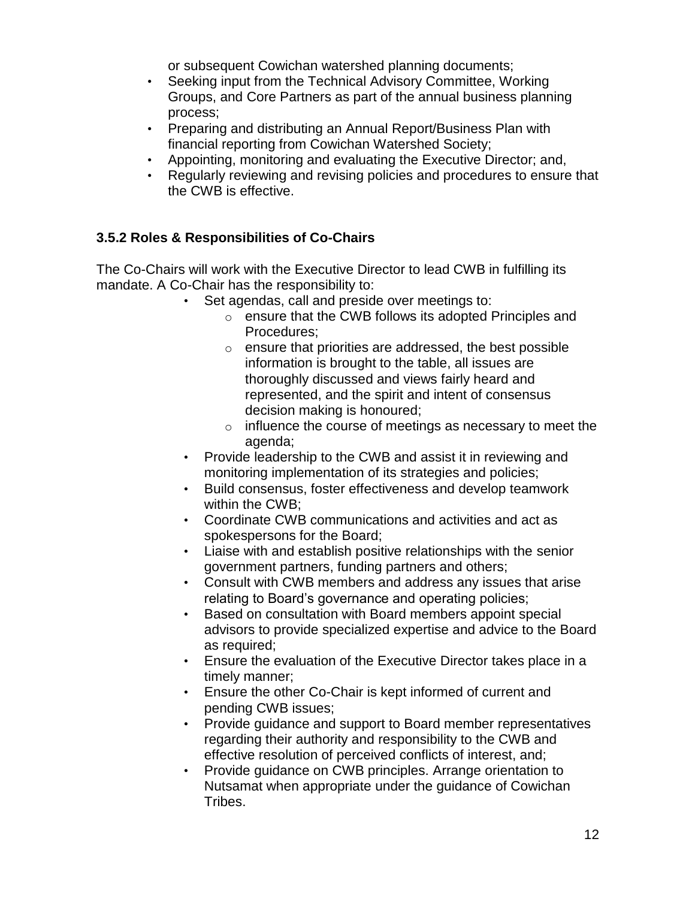or subsequent Cowichan watershed planning documents;

- Seeking input from the Technical Advisory Committee, Working Groups, and Core Partners as part of the annual business planning process;
- Preparing and distributing an Annual Report/Business Plan with financial reporting from Cowichan Watershed Society;
- Appointing, monitoring and evaluating the Executive Director; and,
- Regularly reviewing and revising policies and procedures to ensure that the CWB is effective.

### 3.5.2 Roles & Responsibilities of Co-Chairs

The Co-Chairs will work with the Executive Director to lead CWB in fulfilling its mandate. A Co-Chair has the responsibility to:

- Set agendas, call and preside over meetings to:
  - ensure that the CWB follows its adopted Principles and Procedures;
  - ensure that priorities are addressed, the best possible information is brought to the table, all issues are thoroughly discussed and views fairly heard and represented, and the spirit and intent of consensus decision making is honoured;
  - influence the course of meetings as necessary to meet the agenda;
- Provide leadership to the CWB and assist it in reviewing and monitoring implementation of its strategies and policies;
- Build consensus, foster effectiveness and develop teamwork within the CWB;
- Coordinate CWB communications and activities and act as spokespersons for the Board;
- Liaise with and establish positive relationships with the senior government partners, funding partners and others;
- Consult with CWB members and address any issues that arise relating to Board's governance and operating policies;
- Based on consultation with Board members appoint special advisors to provide specialized expertise and advice to the Board as required;
- Ensure the evaluation of the Executive Director takes place in a timely manner;
- Ensure the other Co-Chair is kept informed of current and pending CWB issues;
- Provide guidance and support to Board member representatives regarding their authority and responsibility to the CWB and effective resolution of perceived conflicts of interest, and;
- Provide guidance on CWB principles. Arrange orientation to Nutsamat when appropriate under the guidance of Cowichan Tribes.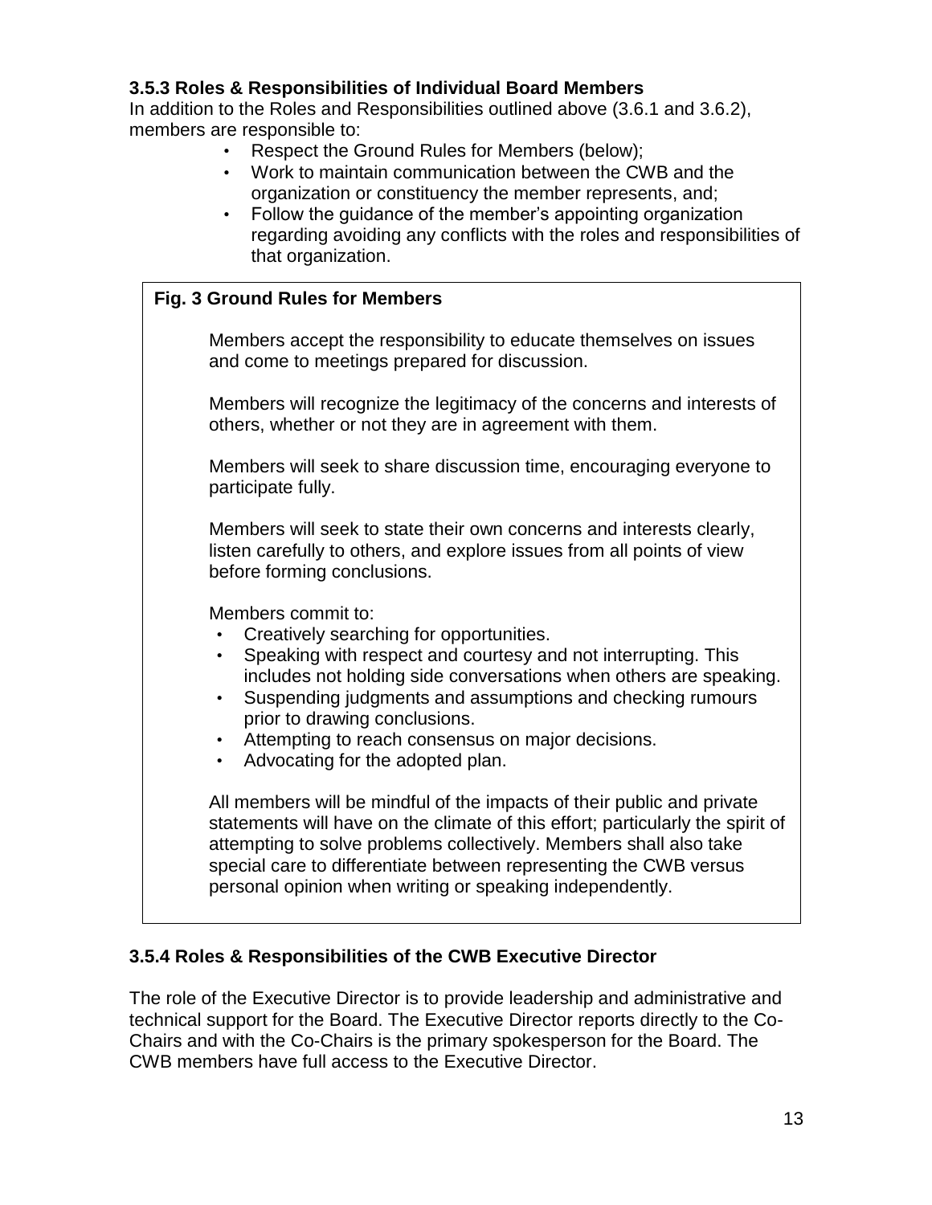### 3.5.3 Roles & Responsibilities of Individual Board Members

In addition to the Roles and Responsibilities outlined above (3.6.1 and 3.6.2), members are responsible to:

- Respect the Ground Rules for Members (below);
- Work to maintain communication between the CWB and the organization or constituency the member represents, and;
- Follow the guidance of the member's appointing organization regarding avoiding any conflicts with the roles and responsibilities of that organization.

**Fig. 3 Ground Rules for Members**

Members accept the responsibility to educate themselves on issues and come to meetings prepared for discussion.

Members will recognize the legitimacy of the concerns and interests of others, whether or not they are in agreement with them.

Members will seek to share discussion time, encouraging everyone to participate fully.

Members will seek to state their own concerns and interests clearly, listen carefully to others, and explore issues from all points of view before forming conclusions.

Members commit to:

- Creatively searching for opportunities.
- Speaking with respect and courtesy and not interrupting. This includes not holding side conversations when others are speaking.
- Suspending judgments and assumptions and checking rumours prior to drawing conclusions.
- Attempting to reach consensus on major decisions.
- Advocating for the adopted plan.

All members will be mindful of the impacts of their public and private statements will have on the climate of this effort; particularly the spirit of attempting to solve problems collectively. Members shall also take special care to differentiate between representing the CWB versus personal opinion when writing or speaking independently.

### 3.5.4 Roles & Responsibilities of the CWB Executive Director

The role of the Executive Director is to provide leadership and administrative and technical support for the Board. The Executive Director reports directly to the Co-Chairs and with the Co-Chairs is the primary spokesperson for the Board. The CWB members have full access to the Executive Director.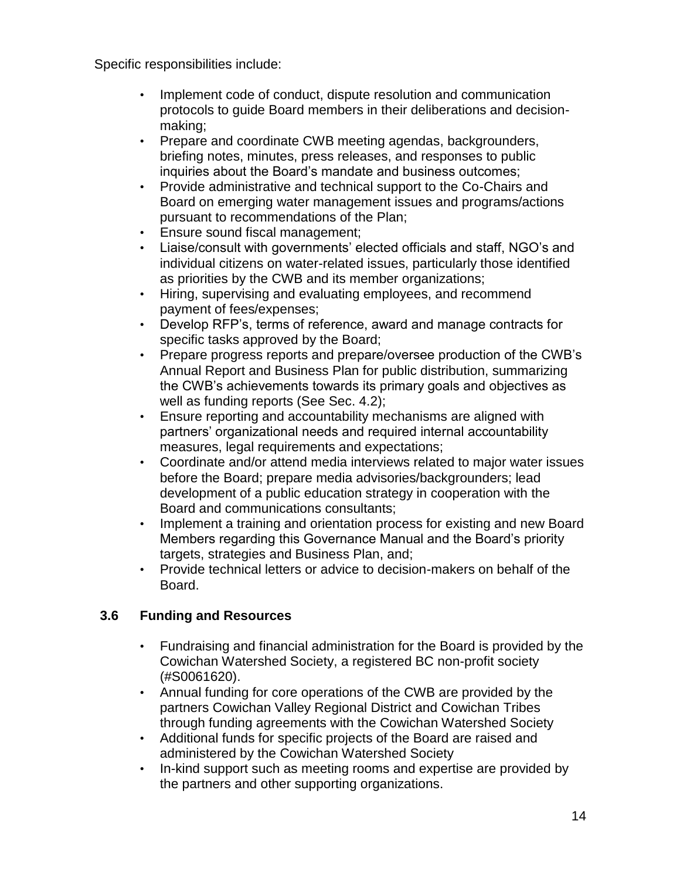Specific responsibilities include:

- Implement code of conduct, dispute resolution and communication protocols to guide Board members in their deliberations and decision-making;
- Prepare and coordinate CWB meeting agendas, backgrounders, briefing notes, minutes, press releases, and responses to public inquiries about the Board's mandate and business outcomes;
- Provide administrative and technical support to the Co-Chairs and Board on emerging water management issues and programs/actions pursuant to recommendations of the Plan;
- Ensure sound fiscal management;
- Liaise/consult with governments' elected officials and staff, NGO's and individual citizens on water-related issues, particularly those identified as priorities by the CWB and its member organizations;
- Hiring, supervising and evaluating employees, and recommend payment of fees/expenses;
- Develop RFP's, terms of reference, award and manage contracts for specific tasks approved by the Board;
- Prepare progress reports and prepare/oversee production of the CWB's Annual Report and Business Plan for public distribution, summarizing the CWB's achievements towards its primary goals and objectives as well as funding reports (See Sec. 4.2);
- Ensure reporting and accountability mechanisms are aligned with partners' organizational needs and required internal accountability measures, legal requirements and expectations;
- Coordinate and/or attend media interviews related to major water issues before the Board; prepare media advisories/backgrounders; lead development of a public education strategy in cooperation with the Board and communications consultants;
- Implement a training and orientation process for existing and new Board Members regarding this Governance Manual and the Board's priority targets, strategies and Business Plan, and;
- Provide technical letters or advice to decision-makers on behalf of the Board.

### 3.6 Funding and Resources

- Fundraising and financial administration for the Board is provided by the Cowichan Watershed Society, a registered BC non-profit society (#S0061620).
- Annual funding for core operations of the CWB are provided by the partners Cowichan Valley Regional District and Cowichan Tribes through funding agreements with the Cowichan Watershed Society
- Additional funds for specific projects of the Board are raised and administered by the Cowichan Watershed Society
- In-kind support such as meeting rooms and expertise are provided by the partners and other supporting organizations.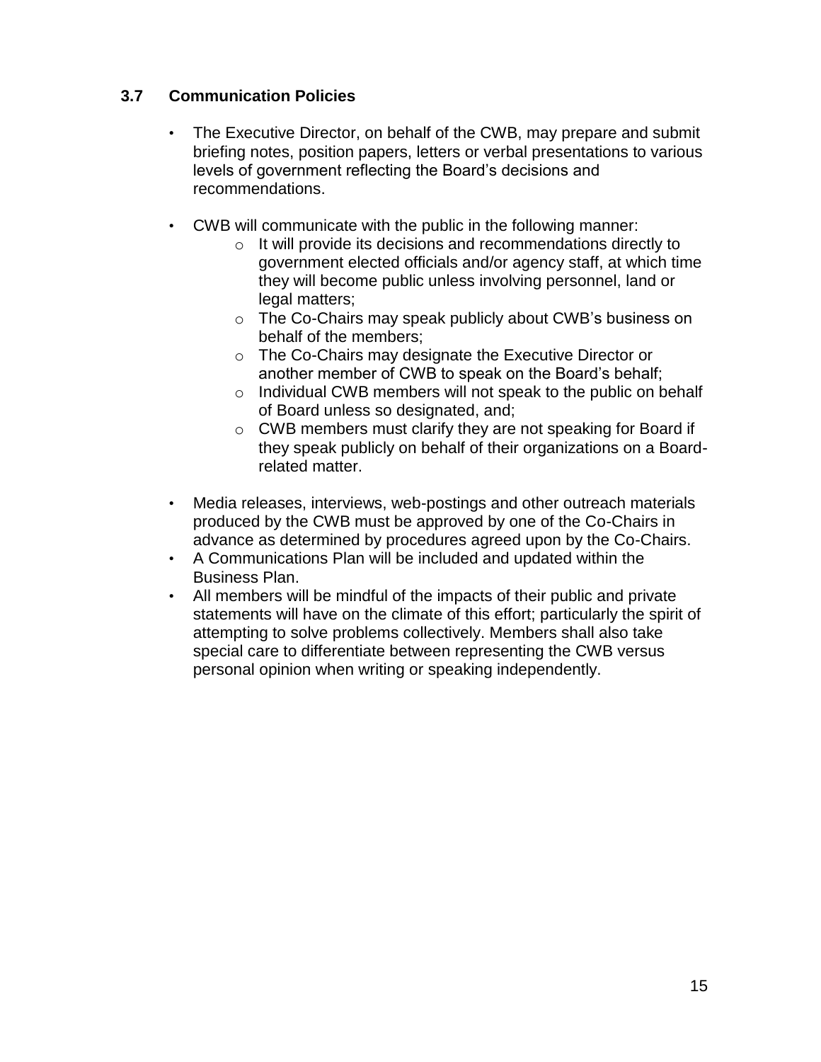### 3.7 Communication Policies

- The Executive Director, on behalf of the CWB, may prepare and submit briefing notes, position papers, letters or verbal presentations to various levels of government reflecting the Board's decisions and recommendations.
- CWB will communicate with the public in the following manner:
  - It will provide its decisions and recommendations directly to government elected officials and/or agency staff, at which time they will become public unless involving personnel, land or legal matters;
  - The Co-Chairs may speak publicly about CWB's business on behalf of the members;
  - The Co-Chairs may designate the Executive Director or another member of CWB to speak on the Board's behalf;
  - Individual CWB members will not speak to the public on behalf of Board unless so designated, and;
  - CWB members must clarify they are not speaking for Board if they speak publicly on behalf of their organizations on a Board-related matter.
- Media releases, interviews, web-postings and other outreach materials produced by the CWB must be approved by one of the Co-Chairs in advance as determined by procedures agreed upon by the Co-Chairs.
- A Communications Plan will be included and updated within the Business Plan.
- All members will be mindful of the impacts of their public and private statements will have on the climate of this effort; particularly the spirit of attempting to solve problems collectively. Members shall also take special care to differentiate between representing the CWB versus personal opinion when writing or speaking independently.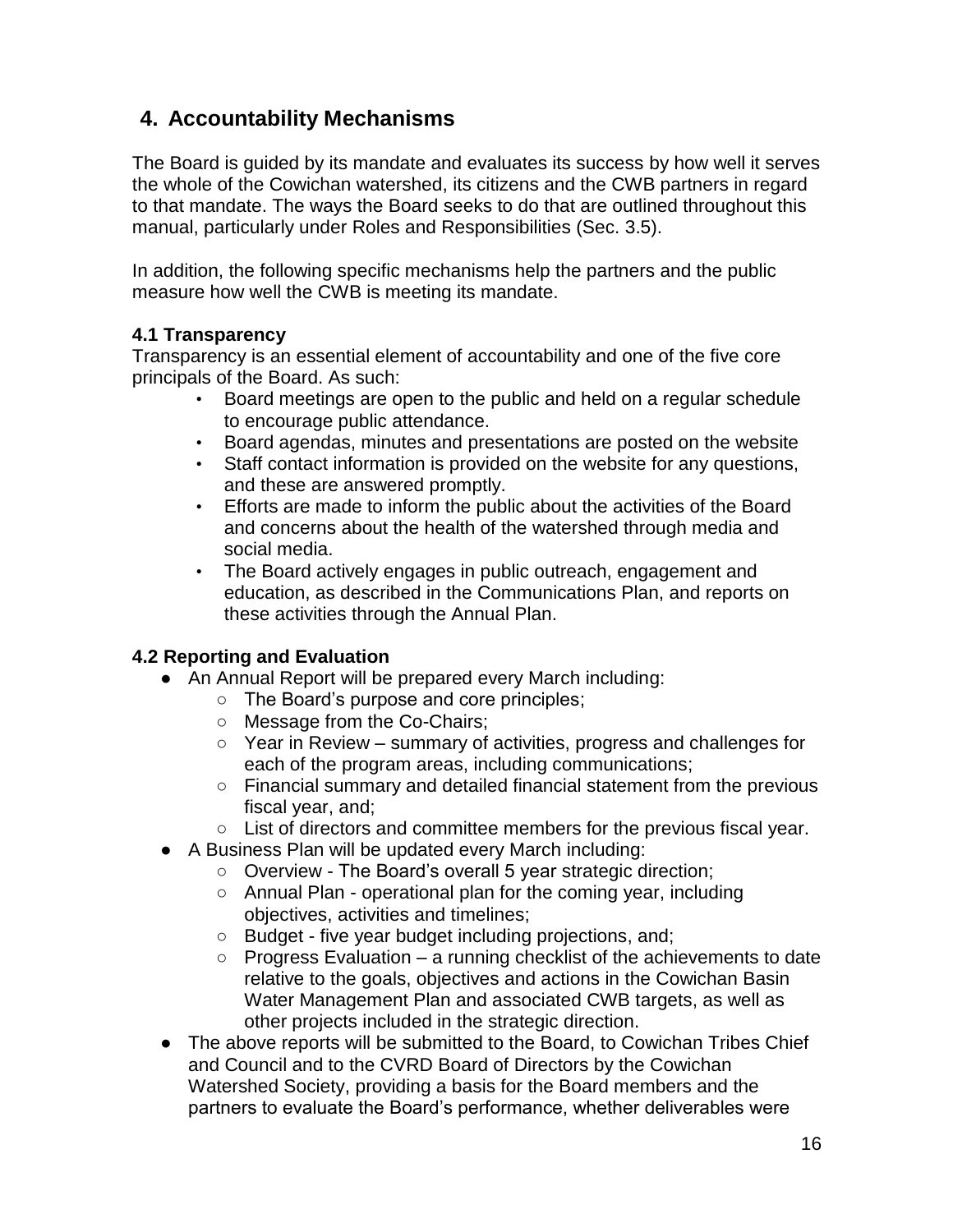## 4. Accountability Mechanisms

The Board is guided by its mandate and evaluates its success by how well it serves the whole of the Cowichan watershed, its citizens and the CWB partners in regard to that mandate. The ways the Board seeks to do that are outlined throughout this manual, particularly under Roles and Responsibilities (Sec. 3.5).

In addition, the following specific mechanisms help the partners and the public measure how well the CWB is meeting its mandate.

### 4.1 Transparency

Transparency is an essential element of accountability and one of the five core principals of the Board. As such:

- Board meetings are open to the public and held on a regular schedule to encourage public attendance.
- Board agendas, minutes and presentations are posted on the website
- Staff contact information is provided on the website for any questions, and these are answered promptly.
- Efforts are made to inform the public about the activities of the Board and concerns about the health of the watershed through media and social media.
- The Board actively engages in public outreach, engagement and education, as described in the Communications Plan, and reports on these activities through the Annual Plan.

### 4.2 Reporting and Evaluation

- An Annual Report will be prepared every March including:
  - The Board's purpose and core principles;
  - Message from the Co-Chairs;
  - Year in Review – summary of activities, progress and challenges for each of the program areas, including communications;
  - Financial summary and detailed financial statement from the previous fiscal year, and;
  - List of directors and committee members for the previous fiscal year.
- A Business Plan will be updated every March including:
  - Overview - The Board's overall 5 year strategic direction;
  - Annual Plan - operational plan for the coming year, including objectives, activities and timelines;
  - Budget - five year budget including projections, and;
  - Progress Evaluation – a running checklist of the achievements to date relative to the goals, objectives and actions in the Cowichan Basin Water Management Plan and associated CWB targets, as well as other projects included in the strategic direction.
- The above reports will be submitted to the Board, to Cowichan Tribes Chief and Council and to the CVRD Board of Directors by the Cowichan Watershed Society, providing a basis for the Board members and the partners to evaluate the Board's performance, whether deliverables were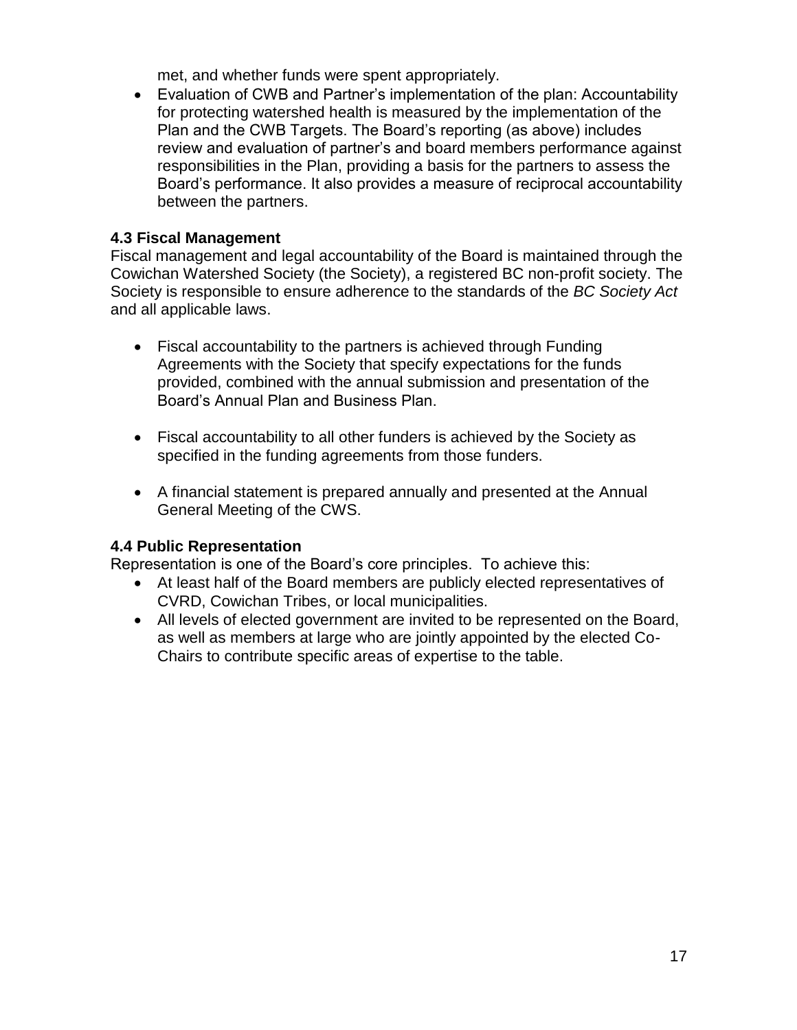met, and whether funds were spent appropriately.

- Evaluation of CWB and Partner's implementation of the plan: Accountability for protecting watershed health is measured by the implementation of the Plan and the CWB Targets. The Board's reporting (as above) includes review and evaluation of partner's and board members performance against responsibilities in the Plan, providing a basis for the partners to assess the Board's performance. It also provides a measure of reciprocal accountability between the partners.

### 4.3 Fiscal Management

Fiscal management and legal accountability of the Board is maintained through the Cowichan Watershed Society (the Society), a registered BC non-profit society. The Society is responsible to ensure adherence to the standards of the *BC Society Act* and all applicable laws.

- Fiscal accountability to the partners is achieved through Funding Agreements with the Society that specify expectations for the funds provided, combined with the annual submission and presentation of the Board's Annual Plan and Business Plan.

- Fiscal accountability to all other funders is achieved by the Society as specified in the funding agreements from those funders.

- A financial statement is prepared annually and presented at the Annual General Meeting of the CWS.

### 4.4 Public Representation

Representation is one of the Board's core principles. To achieve this:

- At least half of the Board members are publicly elected representatives of CVRD, Cowichan Tribes, or local municipalities.
- All levels of elected government are invited to be represented on the Board, as well as members at large who are jointly appointed by the elected Co-Chairs to contribute specific areas of expertise to the table.